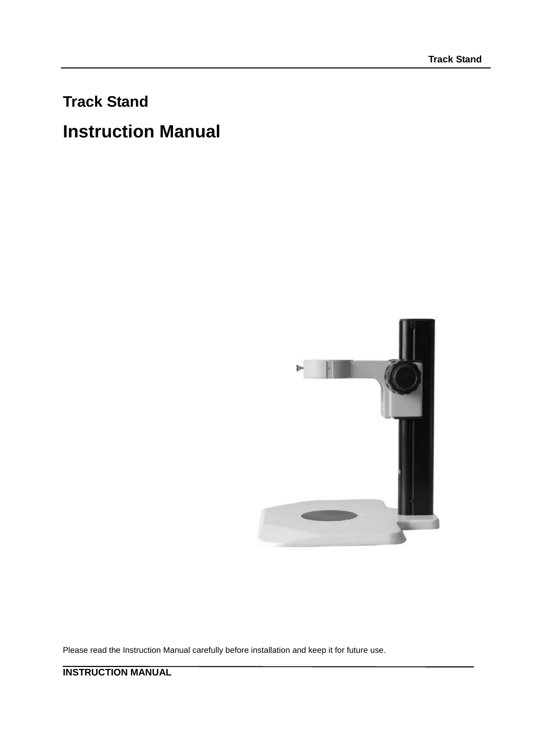# Track Stand

# Instruction Manual

Please read the Instruction Manual carefully before installation and keep it for future use.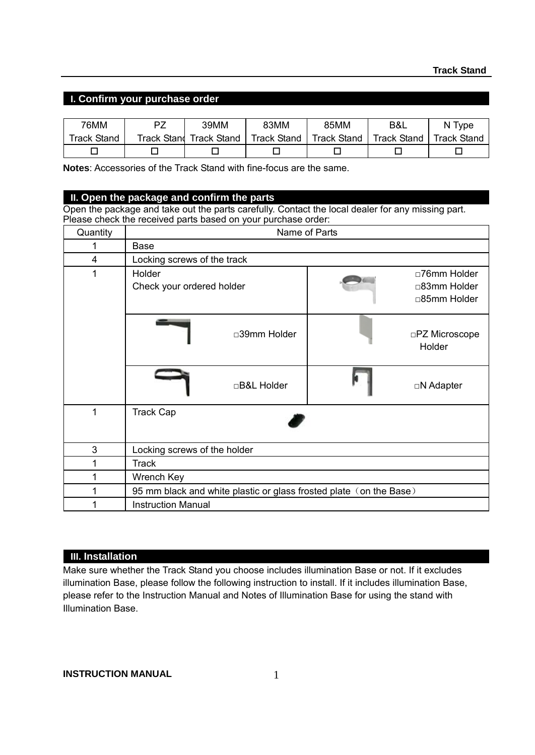## I. Confirm your purchase order

| 76MM Track Stand | PZ Track Stand | 39MM Track Stand | 83MM Track Stand | 85MM Track Stand | B&L Track Stand | N Type Track Stand |
|---|---|---|---|---|---|---|
| ☐ | ☐ | ☐ | ☐ | ☐ | ☐ | ☐ |

**Notes**: Accessories of the Track Stand with fine-focus are the same.

## II. Open the package and confirm the parts

Open the package and take out the parts carefully. Contact the local dealer for any missing part.
Please check the received parts based on your purchase order:

| Quantity | Name of Parts | |
|---|---|---|
| 1 | Base | |
| 4 | Locking screws of the track | |
| 1 | Holder<br>Check your ordered holder | □76mm Holder<br>□83mm Holder<br>□85mm Holder |
| | □39mm Holder | □PZ Microscope Holder |
| | □B&L Holder | □N Adapter |
| 1 | Track Cap | |
| 3 | Locking screws of the holder | |
| 1 | Track | |
| 1 | Wrench Key | |
| 1 | 95 mm black and white plastic or glass frosted plate（on the Base） | |
| 1 | Instruction Manual | |

## III. Installation

Make sure whether the Track Stand you choose includes illumination Base or not. If it excludes illumination Base, please follow the following instruction to install. If it includes illumination Base, please refer to the Instruction Manual and Notes of Illumination Base for using the stand with Illumination Base.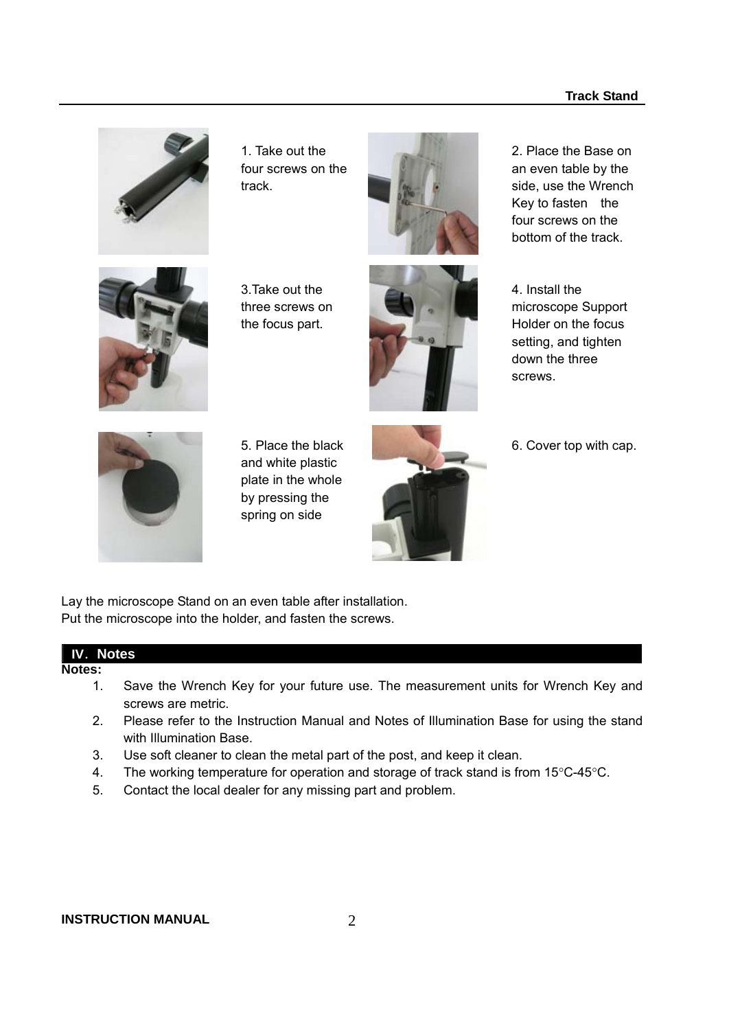1. Take out the four screws on the track.

2. Place the Base on an even table by the side, use the Wrench Key to fasten the four screws on the bottom of the track.

3.Take out the three screws on the focus part.

4. Install the microscope Support Holder on the focus setting, and tighten down the three screws.

5. Place the black and white plastic plate in the whole by pressing the spring on side

6. Cover top with cap.

Lay the microscope Stand on an even table after installation.
Put the microscope into the holder, and fasten the screws.

## IV. Notes

**Notes:**

1. Save the Wrench Key for your future use. The measurement units for Wrench Key and screws are metric.
2. Please refer to the Instruction Manual and Notes of Illumination Base for using the stand with Illumination Base.
3. Use soft cleaner to clean the metal part of the post, and keep it clean.
4. The working temperature for operation and storage of track stand is from 15°C-45°C.
5. Contact the local dealer for any missing part and problem.